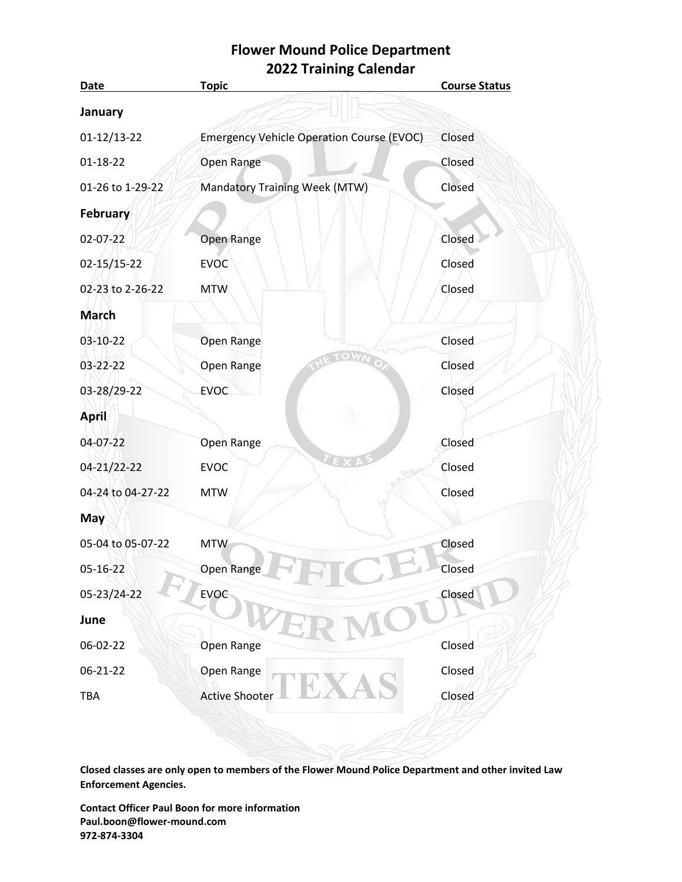# Flower Mound Police Department
## 2022 Training Calendar

| Date | Topic | Course Status |
|---|---|---|
| **January** | | |
| 01-12/13-22 | Emergency Vehicle Operation Course (EVOC) | Closed |
| 01-18-22 | Open Range | Closed |
| 01-26 to 1-29-22 | Mandatory Training Week (MTW) | Closed |
| **February** | | |
| 02-07-22 | Open Range | Closed |
| 02-15/15-22 | EVOC | Closed |
| 02-23 to 2-26-22 | MTW | Closed |
| **March** | | |
| 03-10-22 | Open Range | Closed |
| 03-22-22 | Open Range | Closed |
| 03-28/29-22 | EVOC | Closed |
| **April** | | |
| 04-07-22 | Open Range | Closed |
| 04-21/22-22 | EVOC | Closed |
| 04-24 to 04-27-22 | MTW | Closed |
| **May** | | |
| 05-04 to 05-07-22 | MTW | Closed |
| 05-16-22 | Open Range | Closed |
| 05-23/24-22 | EVOC | Closed |
| **June** | | |
| 06-02-22 | Open Range | Closed |
| 06-21-22 | Open Range | Closed |
| TBA | Active Shooter | Closed |

**Closed classes are only open to members of the Flower Mound Police Department and other invited Law Enforcement Agencies.**

**Contact Officer Paul Boon for more information**
**Paul.boon@flower-mound.com**
**972-874-3304**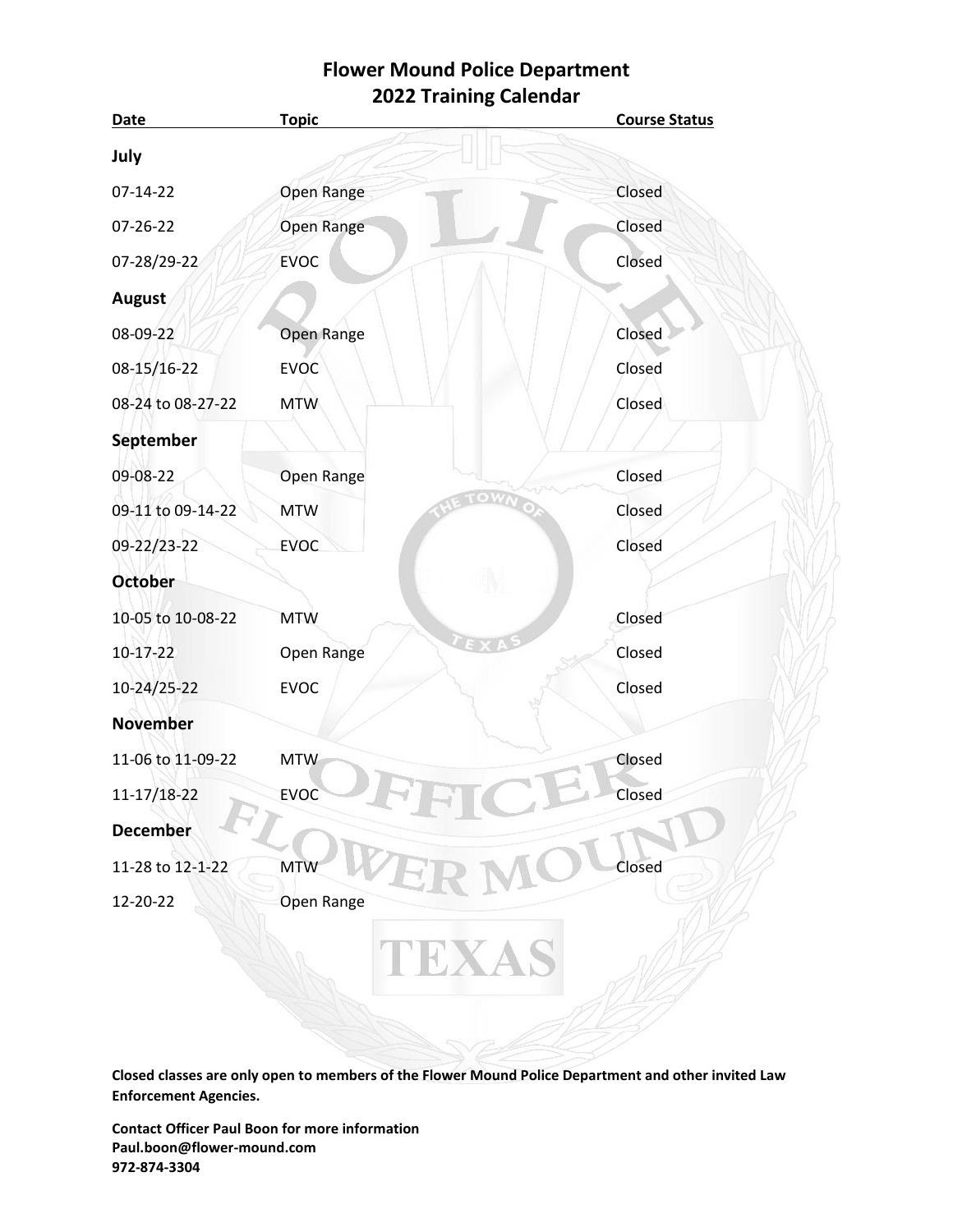# Flower Mound Police Department
## 2022 Training Calendar

| Date | Topic | Course Status |
|---|---|---|
| **July** | | |
| 07-14-22 | Open Range | Closed |
| 07-26-22 | Open Range | Closed |
| 07-28/29-22 | EVOC | Closed |
| **August** | | |
| 08-09-22 | Open Range | Closed |
| 08-15/16-22 | EVOC | Closed |
| 08-24 to 08-27-22 | MTW | Closed |
| **September** | | |
| 09-08-22 | Open Range | Closed |
| 09-11 to 09-14-22 | MTW | Closed |
| 09-22/23-22 | EVOC | Closed |
| **October** | | |
| 10-05 to 10-08-22 | MTW | Closed |
| 10-17-22 | Open Range | Closed |
| 10-24/25-22 | EVOC | Closed |
| **November** | | |
| 11-06 to 11-09-22 | MTW | Closed |
| 11-17/18-22 | EVOC | Closed |
| **December** | | |
| 11-28 to 12-1-22 | MTW | Closed |
| 12-20-22 | Open Range | |

**Closed classes are only open to members of the Flower Mound Police Department and other invited Law Enforcement Agencies.**

**Contact Officer Paul Boon for more information**
**Paul.boon@flower-mound.com**
**972-874-3304**